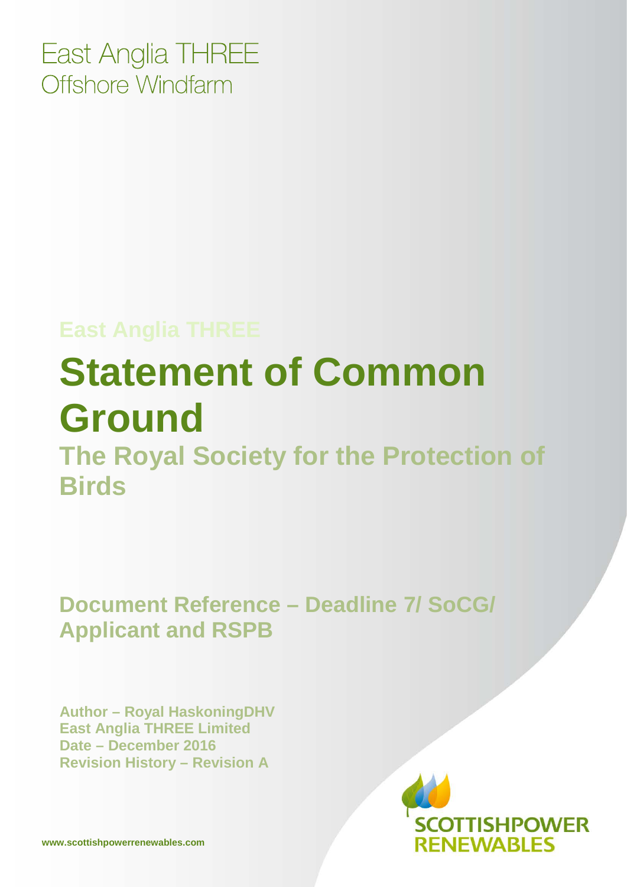East Anglia THREE
Offshore Windfarm

East Anglia THREE

# Statement of Common Ground

## The Royal Society for the Protection of Birds

**Document Reference – Deadline 7/ SoCG/ Applicant and RSPB**

**Author – Royal HaskoningDHV**
**East Anglia THREE Limited**
**Date – December 2016**
**Revision History – Revision A**

SCOTTISHPOWER RENEWABLES

www.scottishpowerrenewables.com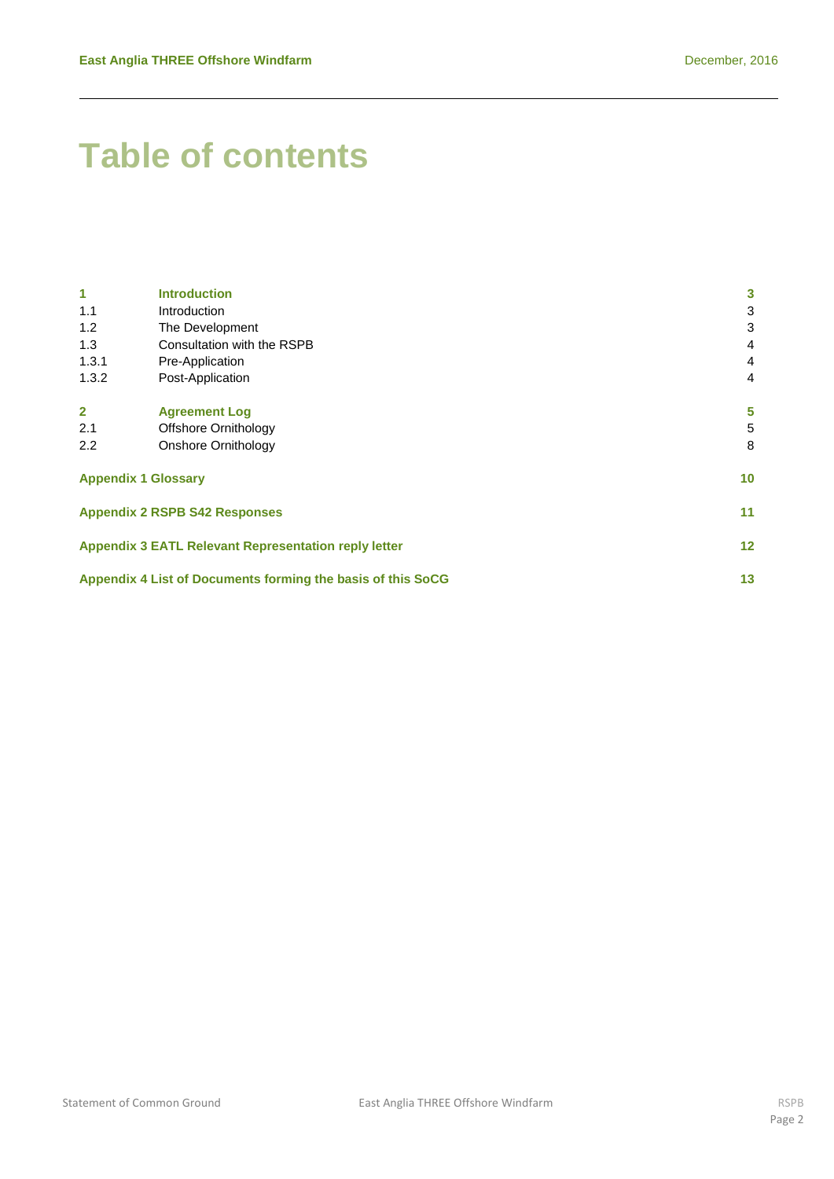# Table of contents

| | | |
|---|---|---|
| **1** | **Introduction** | **3** |
| 1.1 | Introduction | 3 |
| 1.2 | The Development | 3 |
| 1.3 | Consultation with the RSPB | 4 |
| 1.3.1 | Pre-Application | 4 |
| 1.3.2 | Post-Application | 4 |
| **2** | **Agreement Log** | **5** |
| 2.1 | Offshore Ornithology | 5 |
| 2.2 | Onshore Ornithology | 8 |
| **Appendix 1 Glossary** | | **10** |
| **Appendix 2 RSPB S42 Responses** | | **11** |
| **Appendix 3 EATL Relevant Representation reply letter** | | **12** |
| **Appendix 4 List of Documents forming the basis of this SoCG** | | **13** |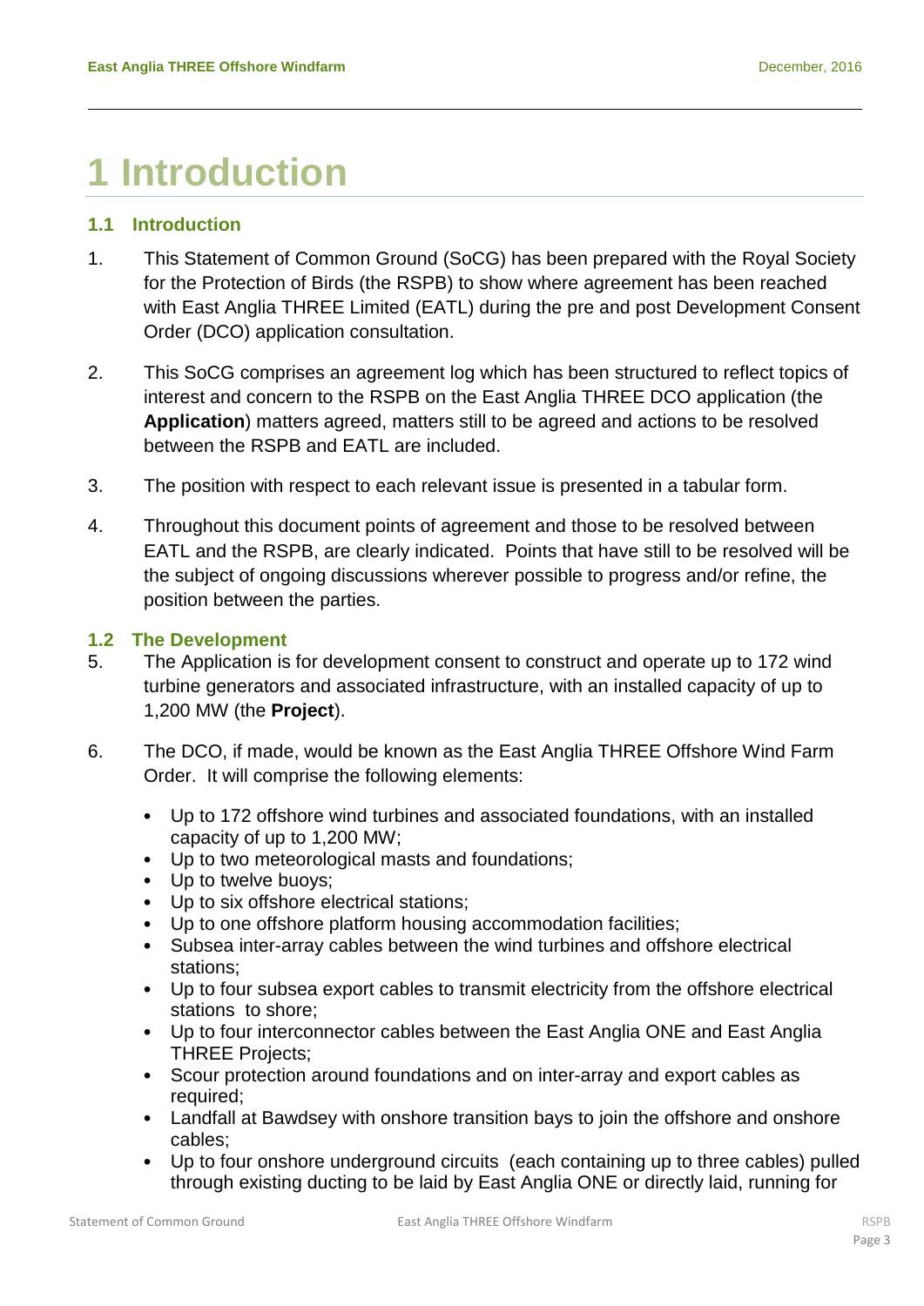# 1 Introduction

## 1.1 Introduction

1. This Statement of Common Ground (SoCG) has been prepared with the Royal Society for the Protection of Birds (the RSPB) to show where agreement has been reached with East Anglia THREE Limited (EATL) during the pre and post Development Consent Order (DCO) application consultation.

2. This SoCG comprises an agreement log which has been structured to reflect topics of interest and concern to the RSPB on the East Anglia THREE DCO application (the **Application**) matters agreed, matters still to be agreed and actions to be resolved between the RSPB and EATL are included.

3. The position with respect to each relevant issue is presented in a tabular form.

4. Throughout this document points of agreement and those to be resolved between EATL and the RSPB, are clearly indicated. Points that have still to be resolved will be the subject of ongoing discussions wherever possible to progress and/or refine, the position between the parties.

## 1.2 The Development

5. The Application is for development consent to construct and operate up to 172 wind turbine generators and associated infrastructure, with an installed capacity of up to 1,200 MW (the **Project**).

6. The DCO, if made, would be known as the East Anglia THREE Offshore Wind Farm Order. It will comprise the following elements:

   - Up to 172 offshore wind turbines and associated foundations, with an installed capacity of up to 1,200 MW;
   - Up to two meteorological masts and foundations;
   - Up to twelve buoys;
   - Up to six offshore electrical stations;
   - Up to one offshore platform housing accommodation facilities;
   - Subsea inter-array cables between the wind turbines and offshore electrical stations;
   - Up to four subsea export cables to transmit electricity from the offshore electrical stations to shore;
   - Up to four interconnector cables between the East Anglia ONE and East Anglia THREE Projects;
   - Scour protection around foundations and on inter-array and export cables as required;
   - Landfall at Bawdsey with onshore transition bays to join the offshore and onshore cables;
   - Up to four onshore underground circuits (each containing up to three cables) pulled through existing ducting to be laid by East Anglia ONE or directly laid, running for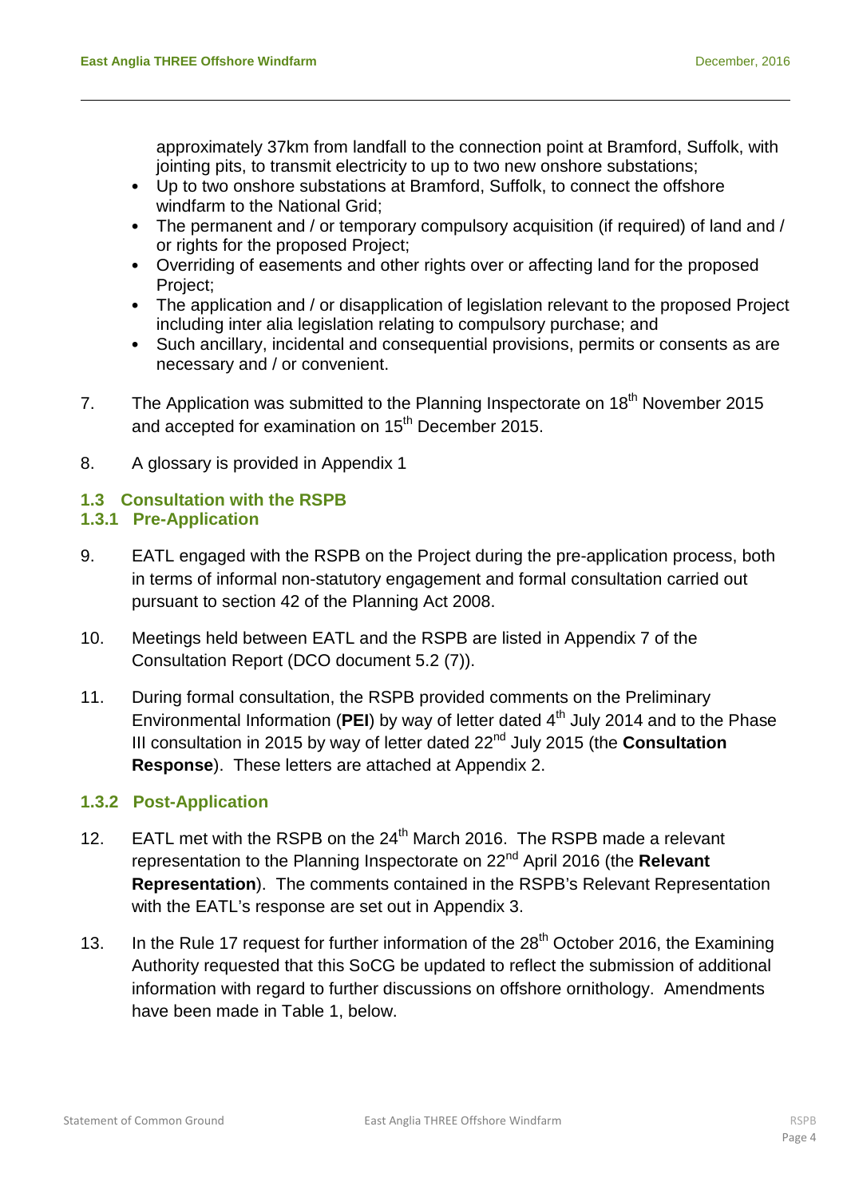approximately 37km from landfall to the connection point at Bramford, Suffolk, with jointing pits, to transmit electricity to up to two new onshore substations;

- Up to two onshore substations at Bramford, Suffolk, to connect the offshore windfarm to the National Grid;
- The permanent and / or temporary compulsory acquisition (if required) of land and / or rights for the proposed Project;
- Overriding of easements and other rights over or affecting land for the proposed Project;
- The application and / or disapplication of legislation relevant to the proposed Project including inter alia legislation relating to compulsory purchase; and
- Such ancillary, incidental and consequential provisions, permits or consents as are necessary and / or convenient.

7. The Application was submitted to the Planning Inspectorate on 18th November 2015 and accepted for examination on 15th December 2015.

8. A glossary is provided in Appendix 1

## 1.3 Consultation with the RSPB

### 1.3.1 Pre-Application

9. EATL engaged with the RSPB on the Project during the pre-application process, both in terms of informal non-statutory engagement and formal consultation carried out pursuant to section 42 of the Planning Act 2008.

10. Meetings held between EATL and the RSPB are listed in Appendix 7 of the Consultation Report (DCO document 5.2 (7)).

11. During formal consultation, the RSPB provided comments on the Preliminary Environmental Information (**PEI**) by way of letter dated 4th July 2014 and to the Phase III consultation in 2015 by way of letter dated 22nd July 2015 (the **Consultation Response**). These letters are attached at Appendix 2.

### 1.3.2 Post-Application

12. EATL met with the RSPB on the 24th March 2016. The RSPB made a relevant representation to the Planning Inspectorate on 22nd April 2016 (the **Relevant Representation**). The comments contained in the RSPB's Relevant Representation with the EATL's response are set out in Appendix 3.

13. In the Rule 17 request for further information of the 28th October 2016, the Examining Authority requested that this SoCG be updated to reflect the submission of additional information with regard to further discussions on offshore ornithology. Amendments have been made in Table 1, below.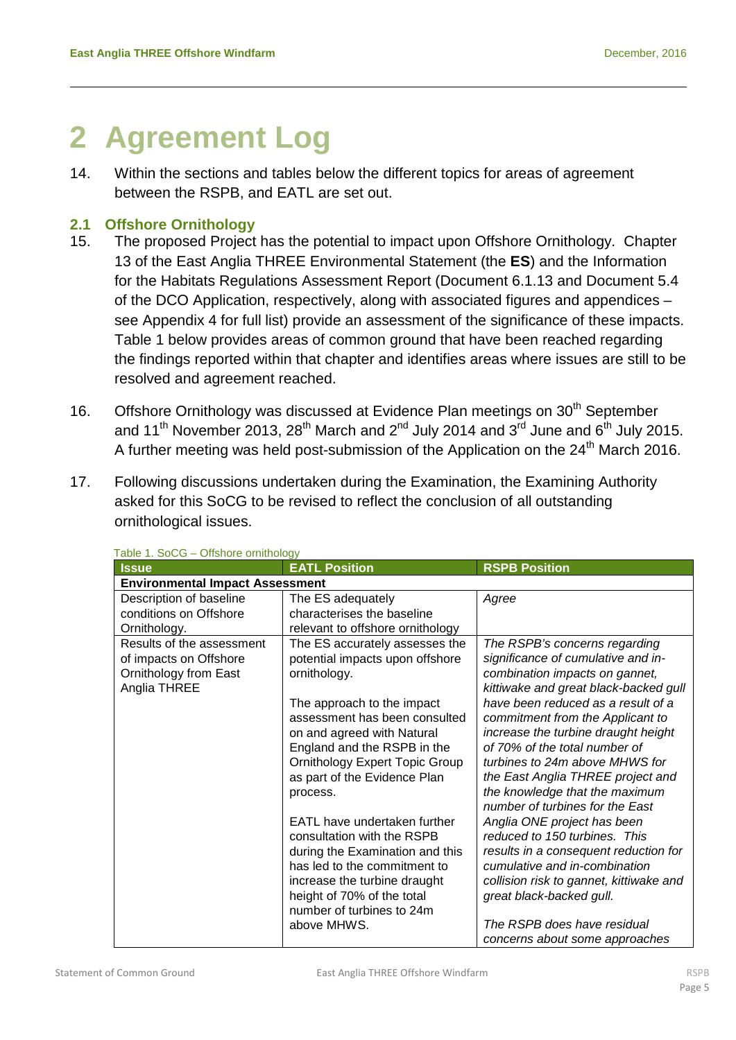# 2 Agreement Log

14. Within the sections and tables below the different topics for areas of agreement between the RSPB, and EATL are set out.

## 2.1 Offshore Ornithology

15. The proposed Project has the potential to impact upon Offshore Ornithology. Chapter 13 of the East Anglia THREE Environmental Statement (the **ES**) and the Information for the Habitats Regulations Assessment Report (Document 6.1.13 and Document 5.4 of the DCO Application, respectively, along with associated figures and appendices – see Appendix 4 for full list) provide an assessment of the significance of these impacts. Table 1 below provides areas of common ground that have been reached regarding the findings reported within that chapter and identifies areas where issues are still to be resolved and agreement reached.

16. Offshore Ornithology was discussed at Evidence Plan meetings on 30th September and 11th November 2013, 28th March and 2nd July 2014 and 3rd June and 6th July 2015. A further meeting was held post-submission of the Application on the 24th March 2016.

17. Following discussions undertaken during the Examination, the Examining Authority asked for this SoCG to be revised to reflect the conclusion of all outstanding ornithological issues.

Table 1. SoCG – Offshore ornithology

| Issue | EATL Position | RSPB Position |
|---|---|---|
| **Environmental Impact Assessment** | | |
| Description of baseline conditions on Offshore Ornithology. | The ES adequately characterises the baseline relevant to offshore ornithology | *Agree* |
| Results of the assessment of impacts on Offshore Ornithology from East Anglia THREE | The ES accurately assesses the potential impacts upon offshore ornithology.<br><br>The approach to the impact assessment has been consulted on and agreed with Natural England and the RSPB in the Ornithology Expert Topic Group as part of the Evidence Plan process.<br><br>EATL have undertaken further consultation with the RSPB during the Examination and this has led to the commitment to increase the turbine draught height of 70% of the total number of turbines to 24m above MHWS. | *The RSPB's concerns regarding significance of cumulative and in-combination impacts on gannet, kittiwake and great black-backed gull have been reduced as a result of a commitment from the Applicant to increase the turbine draught height of 70% of the total number of turbines to 24m above MHWS for the East Anglia THREE project and the knowledge that the maximum number of turbines for the East Anglia ONE project has been reduced to 150 turbines. This results in a consequent reduction for cumulative and in-combination collision risk to gannet, kittiwake and great black-backed gull.*<br><br>*The RSPB does have residual concerns about some approaches* |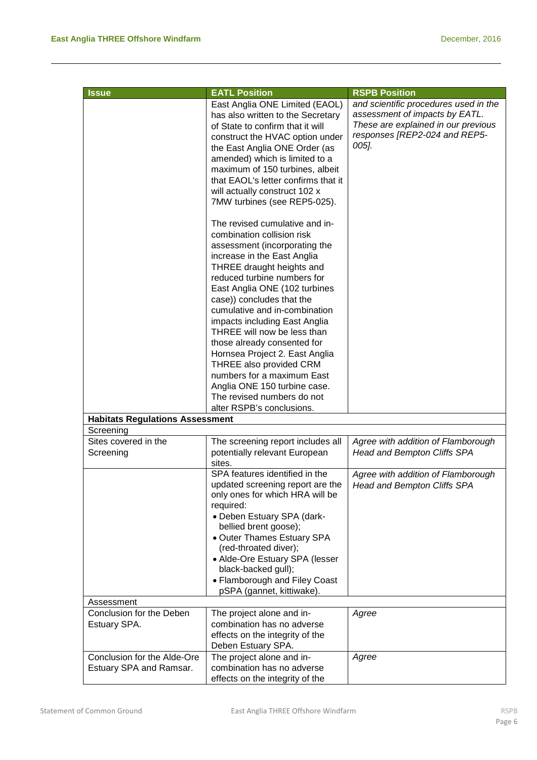| Issue | EATL Position | RSPB Position |
|---|---|---|
| | East Anglia ONE Limited (EAOL) has also written to the Secretary of State to confirm that it will construct the HVAC option under the East Anglia ONE Order (as amended) which is limited to a maximum of 150 turbines, albeit that EAOL's letter confirms that it will actually construct 102 x 7MW turbines (see REP5-025).<br><br>The revised cumulative and in-combination collision risk assessment (incorporating the increase in the East Anglia THREE draught heights and reduced turbine numbers for East Anglia ONE (102 turbines case)) concludes that the cumulative and in-combination impacts including East Anglia THREE will now be less than those already consented for Hornsea Project 2. East Anglia THREE also provided CRM numbers for a maximum East Anglia ONE 150 turbine case. The revised numbers do not alter RSPB's conclusions. | *and scientific procedures used in the assessment of impacts by EATL. These are explained in our previous responses [REP2-024 and REP5-005].* |
| **Habitats Regulations Assessment** | | |
| Screening | | |
| Sites covered in the Screening | The screening report includes all potentially relevant European sites. | *Agree with addition of Flamborough Head and Bempton Cliffs SPA* |
| | SPA features identified in the updated screening report are the only ones for which HRA will be required:<br>• Deben Estuary SPA (dark-bellied brent goose);<br>• Outer Thames Estuary SPA (red-throated diver);<br>• Alde-Ore Estuary SPA (lesser black-backed gull);<br>• Flamborough and Filey Coast pSPA (gannet, kittiwake). | *Agree with addition of Flamborough Head and Bempton Cliffs SPA* |
| Assessment | | |
| Conclusion for the Deben Estuary SPA. | The project alone and in-combination has no adverse effects on the integrity of the Deben Estuary SPA. | *Agree* |
| Conclusion for the Alde-Ore Estuary SPA and Ramsar. | The project alone and in-combination has no adverse effects on the integrity of the | *Agree* |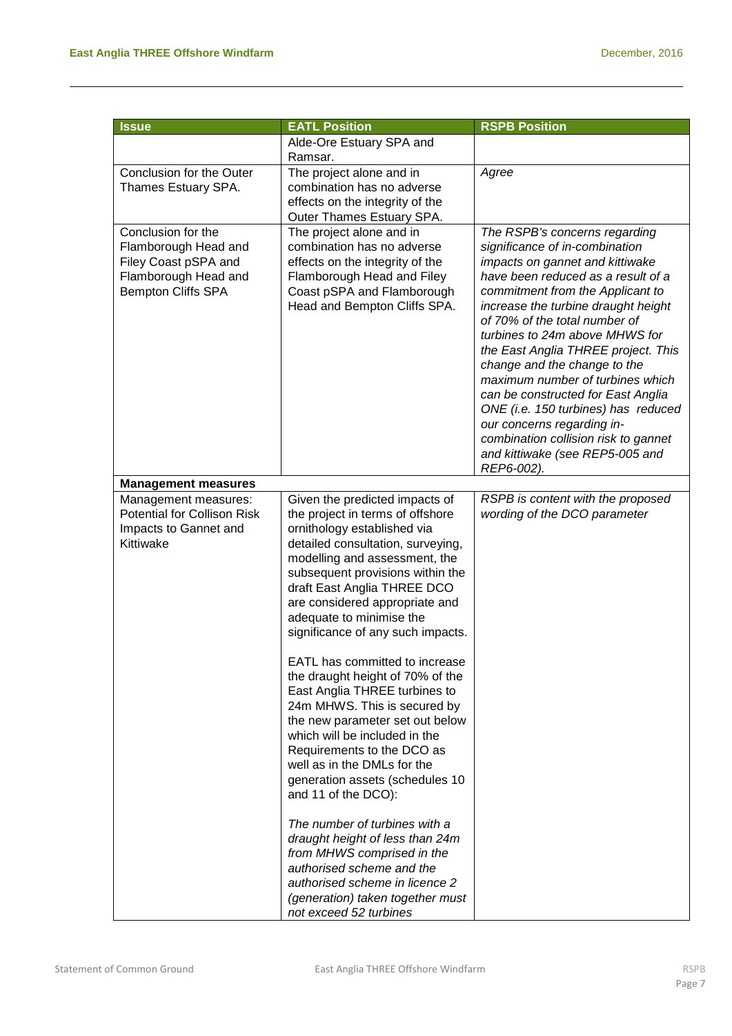| Issue | EATL Position | RSPB Position |
|---|---|---|
| | Alde-Ore Estuary SPA and Ramsar. | |
| Conclusion for the Outer Thames Estuary SPA. | The project alone and in combination has no adverse effects on the integrity of the Outer Thames Estuary SPA. | *Agree* |
| Conclusion for the Flamborough Head and Filey Coast pSPA and Flamborough Head and Bempton Cliffs SPA | The project alone and in combination has no adverse effects on the integrity of the Flamborough Head and Filey Coast pSPA and Flamborough Head and Bempton Cliffs SPA. | *The RSPB's concerns regarding significance of in-combination impacts on gannet and kittiwake have been reduced as a result of a commitment from the Applicant to increase the turbine draught height of 70% of the total number of turbines to 24m above MHWS for the East Anglia THREE project. This change and the change to the maximum number of turbines which can be constructed for East Anglia ONE (i.e. 150 turbines) has reduced our concerns regarding in-combination collision risk to gannet and kittiwake (see REP5-005 and REP6-002).* |
| **Management measures** | | |
| Management measures: Potential for Collison Risk Impacts to Gannet and Kittiwake | Given the predicted impacts of the project in terms of offshore ornithology established via detailed consultation, surveying, modelling and assessment, the subsequent provisions within the draft East Anglia THREE DCO are considered appropriate and adequate to minimise the significance of any such impacts.<br><br>EATL has committed to increase the draught height of 70% of the East Anglia THREE turbines to 24m MHWS. This is secured by the new parameter set out below which will be included in the Requirements to the DCO as well as in the DMLs for the generation assets (schedules 10 and 11 of the DCO):<br><br>*The number of turbines with a draught height of less than 24m from MHWS comprised in the authorised scheme and the authorised scheme in licence 2 (generation) taken together must not exceed 52 turbines* | *RSPB is content with the proposed wording of the DCO parameter* |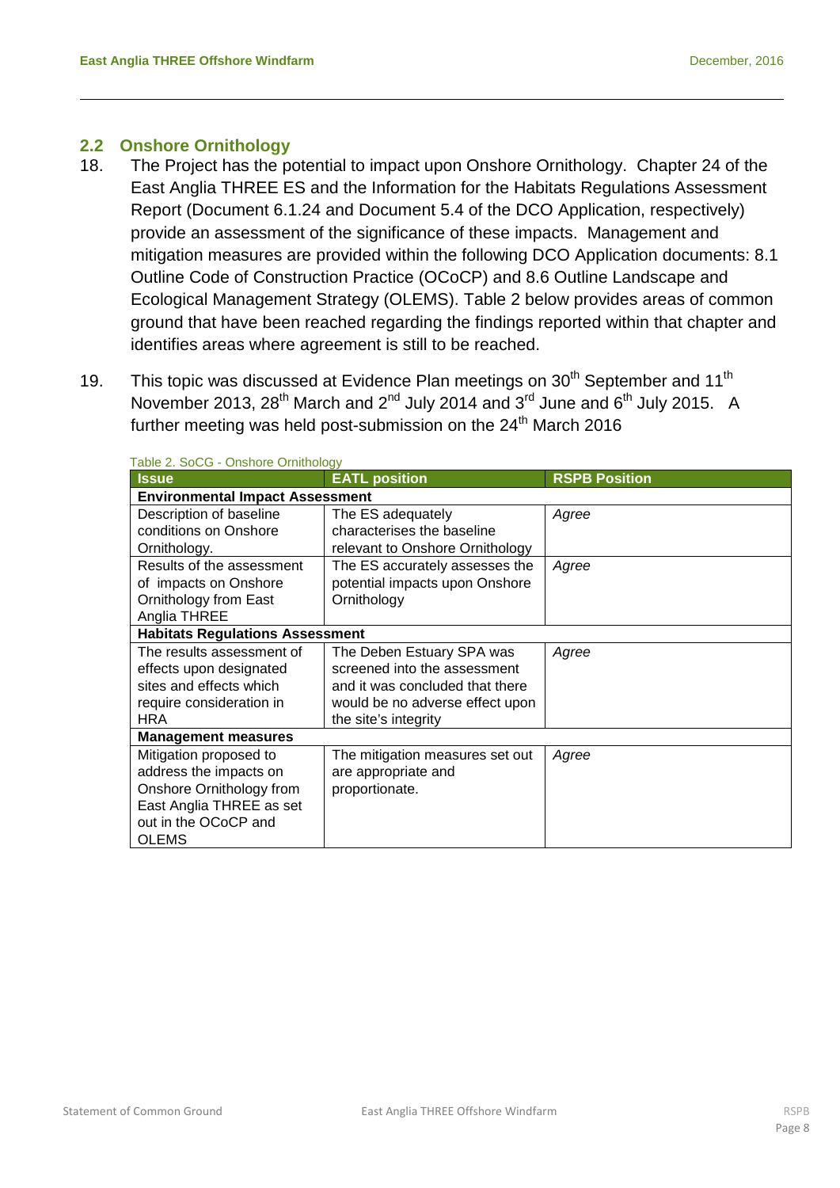## 2.2 Onshore Ornithology

18. The Project has the potential to impact upon Onshore Ornithology. Chapter 24 of the East Anglia THREE ES and the Information for the Habitats Regulations Assessment Report (Document 6.1.24 and Document 5.4 of the DCO Application, respectively) provide an assessment of the significance of these impacts. Management and mitigation measures are provided within the following DCO Application documents: 8.1 Outline Code of Construction Practice (OCoCP) and 8.6 Outline Landscape and Ecological Management Strategy (OLEMS). Table 2 below provides areas of common ground that have been reached regarding the findings reported within that chapter and identifies areas where agreement is still to be reached.

19. This topic was discussed at Evidence Plan meetings on 30th September and 11th November 2013, 28th March and 2nd July 2014 and 3rd June and 6th July 2015. A further meeting was held post-submission on the 24th March 2016

Table 2. SoCG - Onshore Ornithology

| Issue | EATL position | RSPB Position |
|---|---|---|
| **Environmental Impact Assessment** | | |
| Description of baseline conditions on Onshore Ornithology. | The ES adequately characterises the baseline relevant to Onshore Ornithology | *Agree* |
| Results of the assessment of impacts on Onshore Ornithology from East Anglia THREE | The ES accurately assesses the potential impacts upon Onshore Ornithology | *Agree* |
| **Habitats Regulations Assessment** | | |
| The results assessment of effects upon designated sites and effects which require consideration in HRA | The Deben Estuary SPA was screened into the assessment and it was concluded that there would be no adverse effect upon the site's integrity | *Agree* |
| **Management measures** | | |
| Mitigation proposed to address the impacts on Onshore Ornithology from East Anglia THREE as set out in the OCoCP and OLEMS | The mitigation measures set out are appropriate and proportionate. | *Agree* |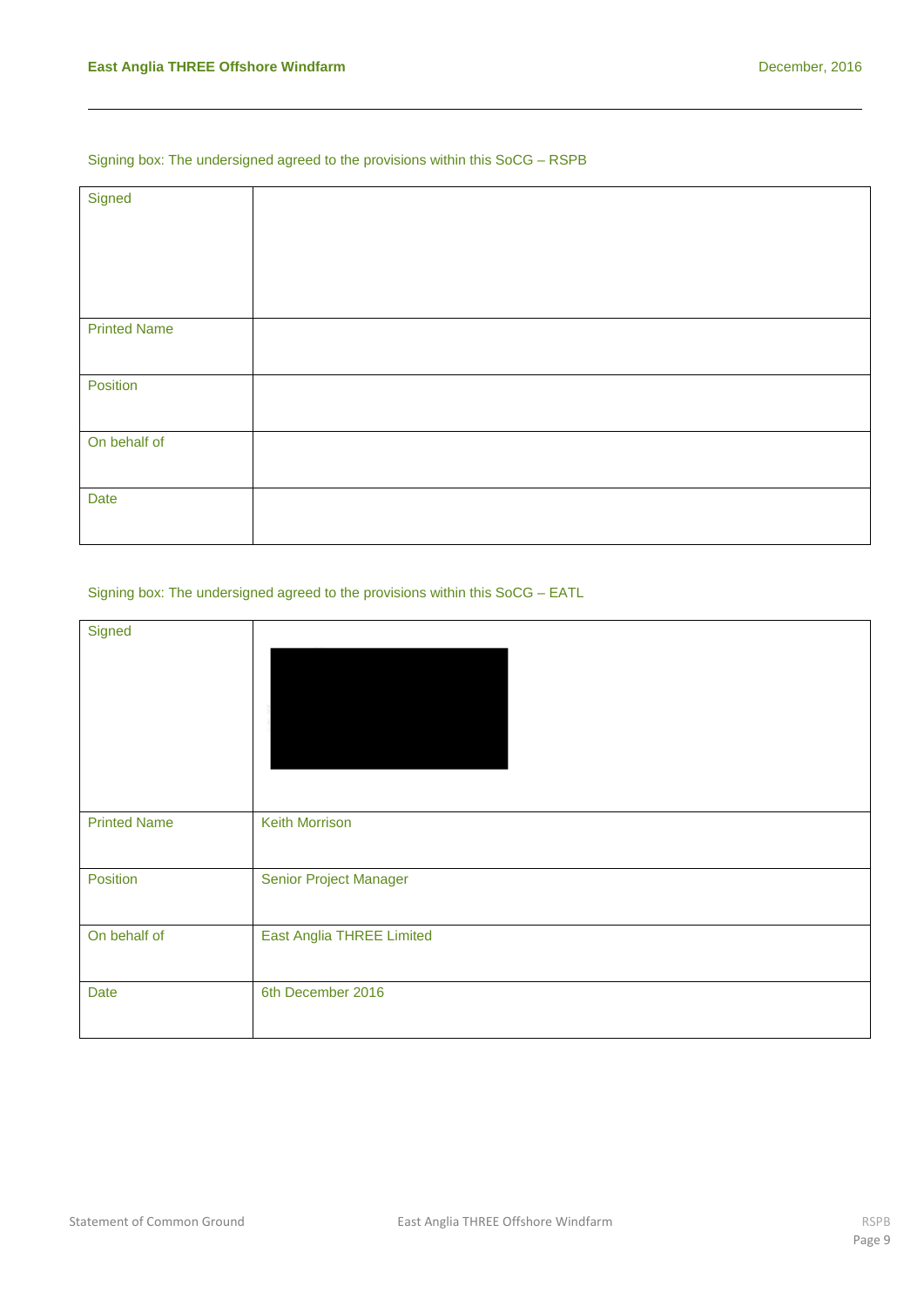Signing box: The undersigned agreed to the provisions within this SoCG – RSPB

| | |
|---|---|
| Signed | |
| Printed Name | |
| Position | |
| On behalf of | |
| Date | |

Signing box: The undersigned agreed to the provisions within this SoCG – EATL

| | |
|---|---|
| Signed | |
| Printed Name | Keith Morrison |
| Position | Senior Project Manager |
| On behalf of | East Anglia THREE Limited |
| Date | 6th December 2016 |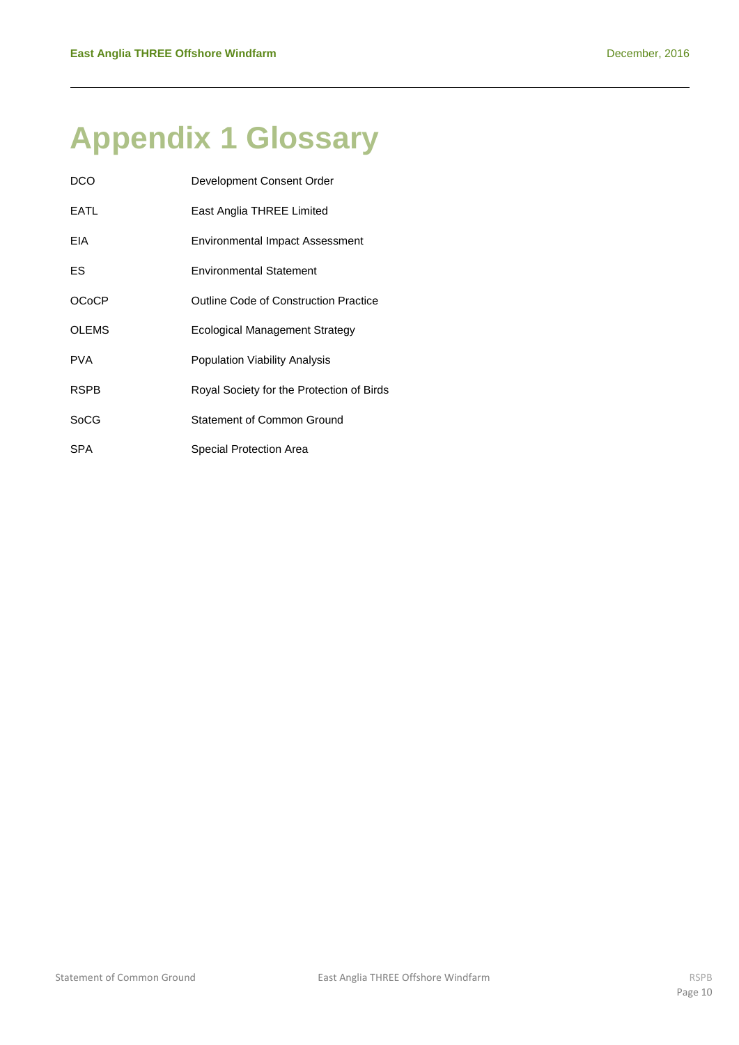# Appendix 1 Glossary

| | |
|---|---|
| DCO | Development Consent Order |
| EATL | East Anglia THREE Limited |
| EIA | Environmental Impact Assessment |
| ES | Environmental Statement |
| OCoCP | Outline Code of Construction Practice |
| OLEMS | Ecological Management Strategy |
| PVA | Population Viability Analysis |
| RSPB | Royal Society for the Protection of Birds |
| SoCG | Statement of Common Ground |
| SPA | Special Protection Area |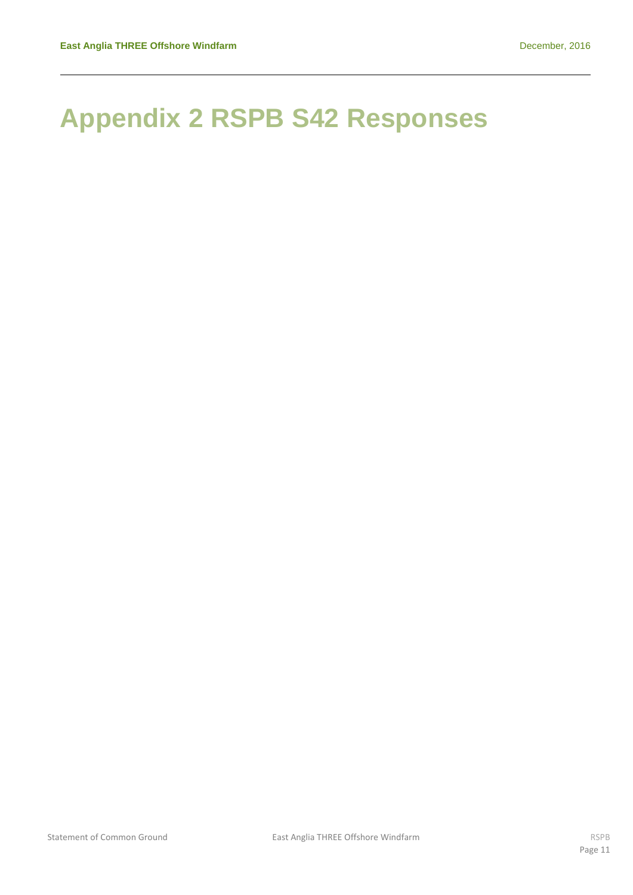# Appendix 2 RSPB S42 Responses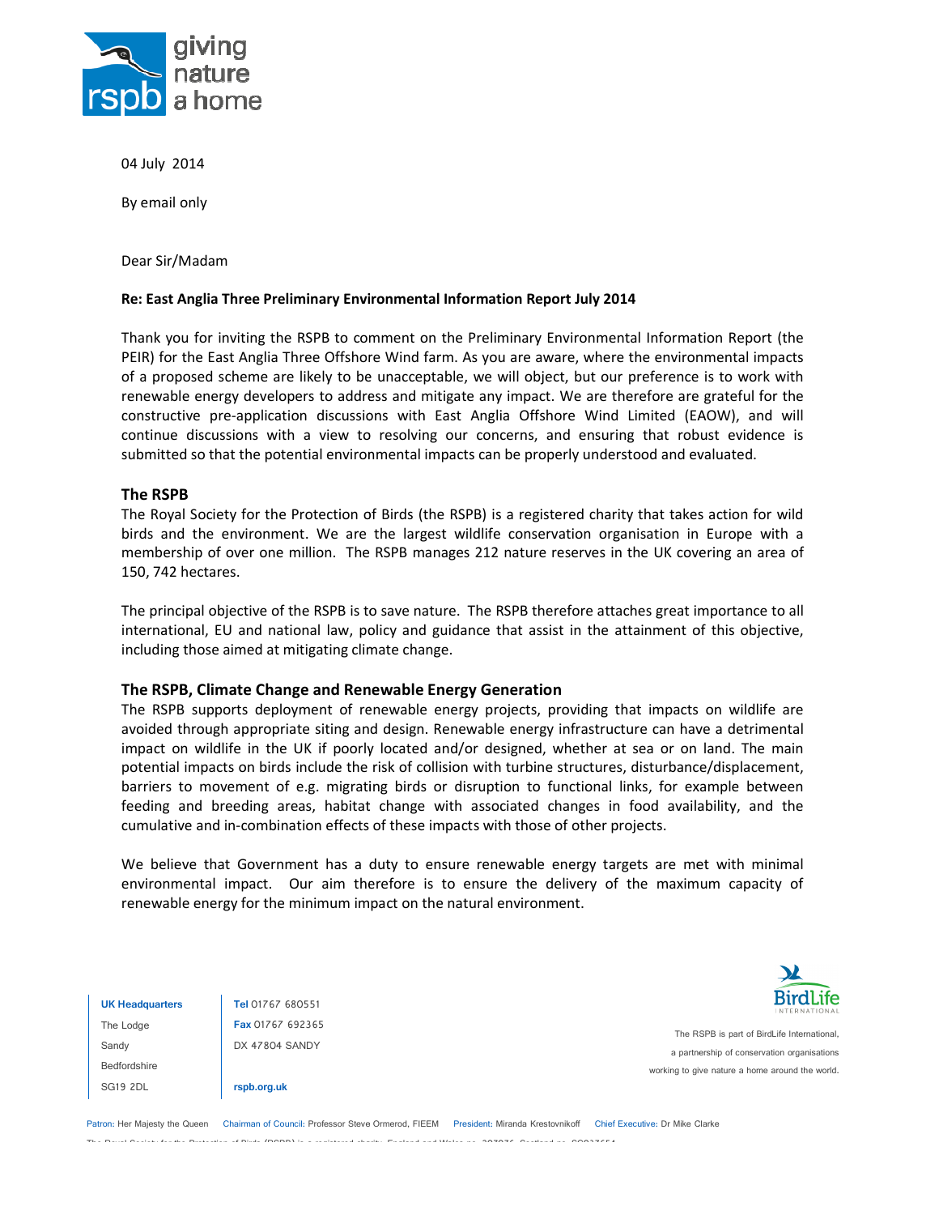04 July 2014

By email only

Dear Sir/Madam

**Re: East Anglia Three Preliminary Environmental Information Report July 2014**

Thank you for inviting the RSPB to comment on the Preliminary Environmental Information Report (the PEIR) for the East Anglia Three Offshore Wind farm. As you are aware, where the environmental impacts of a proposed scheme are likely to be unacceptable, we will object, but our preference is to work with renewable energy developers to address and mitigate any impact. We are therefore are grateful for the constructive pre-application discussions with East Anglia Offshore Wind Limited (EAOW), and will continue discussions with a view to resolving our concerns, and ensuring that robust evidence is submitted so that the potential environmental impacts can be properly understood and evaluated.

## The RSPB

The Royal Society for the Protection of Birds (the RSPB) is a registered charity that takes action for wild birds and the environment. We are the largest wildlife conservation organisation in Europe with a membership of over one million. The RSPB manages 212 nature reserves in the UK covering an area of 150, 742 hectares.

The principal objective of the RSPB is to save nature. The RSPB therefore attaches great importance to all international, EU and national law, policy and guidance that assist in the attainment of this objective, including those aimed at mitigating climate change.

## The RSPB, Climate Change and Renewable Energy Generation

The RSPB supports deployment of renewable energy projects, providing that impacts on wildlife are avoided through appropriate siting and design. Renewable energy infrastructure can have a detrimental impact on wildlife in the UK if poorly located and/or designed, whether at sea or on land. The main potential impacts on birds include the risk of collision with turbine structures, disturbance/displacement, barriers to movement of e.g. migrating birds or disruption to functional links, for example between feeding and breeding areas, habitat change with associated changes in food availability, and the cumulative and in-combination effects of these impacts with those of other projects.

We believe that Government has a duty to ensure renewable energy targets are met with minimal environmental impact. Our aim therefore is to ensure the delivery of the maximum capacity of renewable energy for the minimum impact on the natural environment.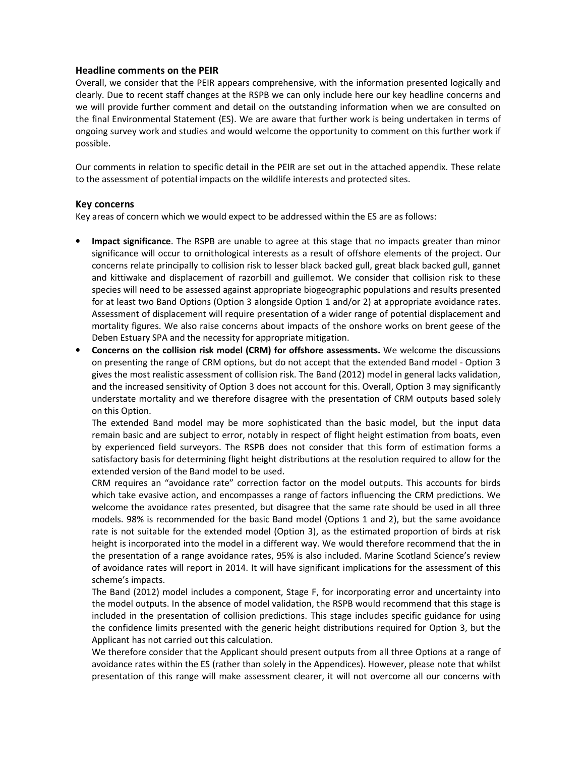### Headline comments on the PEIR

Overall, we consider that the PEIR appears comprehensive, with the information presented logically and clearly. Due to recent staff changes at the RSPB we can only include here our key headline concerns and we will provide further comment and detail on the outstanding information when we are consulted on the final Environmental Statement (ES). We are aware that further work is being undertaken in terms of ongoing survey work and studies and would welcome the opportunity to comment on this further work if possible.

Our comments in relation to specific detail in the PEIR are set out in the attached appendix. These relate to the assessment of potential impacts on the wildlife interests and protected sites.

### Key concerns

Key areas of concern which we would expect to be addressed within the ES are as follows:

- **Impact significance**. The RSPB are unable to agree at this stage that no impacts greater than minor significance will occur to ornithological interests as a result of offshore elements of the project. Our concerns relate principally to collision risk to lesser black backed gull, great black backed gull, gannet and kittiwake and displacement of razorbill and guillemot. We consider that collision risk to these species will need to be assessed against appropriate biogeographic populations and results presented for at least two Band Options (Option 3 alongside Option 1 and/or 2) at appropriate avoidance rates. Assessment of displacement will require presentation of a wider range of potential displacement and mortality figures. We also raise concerns about impacts of the onshore works on brent geese of the Deben Estuary SPA and the necessity for appropriate mitigation.
- **Concerns on the collision risk model (CRM) for offshore assessments.** We welcome the discussions on presenting the range of CRM options, but do not accept that the extended Band model - Option 3 gives the most realistic assessment of collision risk. The Band (2012) model in general lacks validation, and the increased sensitivity of Option 3 does not account for this. Overall, Option 3 may significantly understate mortality and we therefore disagree with the presentation of CRM outputs based solely on this Option.
  The extended Band model may be more sophisticated than the basic model, but the input data remain basic and are subject to error, notably in respect of flight height estimation from boats, even by experienced field surveyors. The RSPB does not consider that this form of estimation forms a satisfactory basis for determining flight height distributions at the resolution required to allow for the extended version of the Band model to be used.
  CRM requires an "avoidance rate" correction factor on the model outputs. This accounts for birds which take evasive action, and encompasses a range of factors influencing the CRM predictions. We welcome the avoidance rates presented, but disagree that the same rate should be used in all three models. 98% is recommended for the basic Band model (Options 1 and 2), but the same avoidance rate is not suitable for the extended model (Option 3), as the estimated proportion of birds at risk height is incorporated into the model in a different way. We would therefore recommend that the in the presentation of a range avoidance rates, 95% is also included. Marine Scotland Science's review of avoidance rates will report in 2014. It will have significant implications for the assessment of this scheme's impacts.
  The Band (2012) model includes a component, Stage F, for incorporating error and uncertainty into the model outputs. In the absence of model validation, the RSPB would recommend that this stage is included in the presentation of collision predictions. This stage includes specific guidance for using the confidence limits presented with the generic height distributions required for Option 3, but the Applicant has not carried out this calculation.
  We therefore consider that the Applicant should present outputs from all three Options at a range of avoidance rates within the ES (rather than solely in the Appendices). However, please note that whilst presentation of this range will make assessment clearer, it will not overcome all our concerns with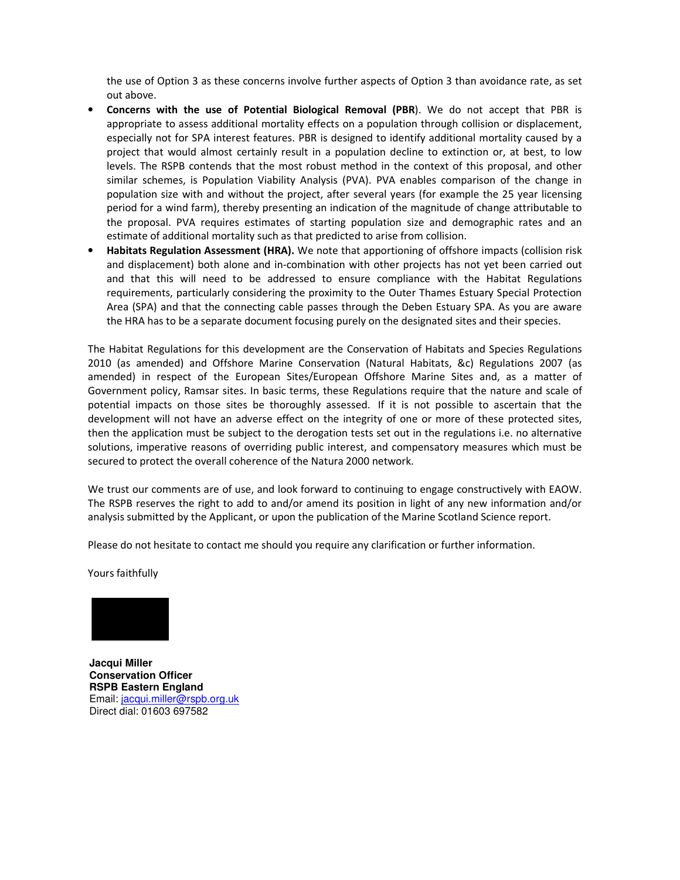the use of Option 3 as these concerns involve further aspects of Option 3 than avoidance rate, as set out above.

- **Concerns with the use of Potential Biological Removal (PBR**). We do not accept that PBR is appropriate to assess additional mortality effects on a population through collision or displacement, especially not for SPA interest features. PBR is designed to identify additional mortality caused by a project that would almost certainly result in a population decline to extinction or, at best, to low levels. The RSPB contends that the most robust method in the context of this proposal, and other similar schemes, is Population Viability Analysis (PVA). PVA enables comparison of the change in population size with and without the project, after several years (for example the 25 year licensing period for a wind farm), thereby presenting an indication of the magnitude of change attributable to the proposal. PVA requires estimates of starting population size and demographic rates and an estimate of additional mortality such as that predicted to arise from collision.
- **Habitats Regulation Assessment (HRA).** We note that apportioning of offshore impacts (collision risk and displacement) both alone and in-combination with other projects has not yet been carried out and that this will need to be addressed to ensure compliance with the Habitat Regulations requirements, particularly considering the proximity to the Outer Thames Estuary Special Protection Area (SPA) and that the connecting cable passes through the Deben Estuary SPA. As you are aware the HRA has to be a separate document focusing purely on the designated sites and their species.

The Habitat Regulations for this development are the Conservation of Habitats and Species Regulations 2010 (as amended) and Offshore Marine Conservation (Natural Habitats, &c) Regulations 2007 (as amended) in respect of the European Sites/European Offshore Marine Sites and, as a matter of Government policy, Ramsar sites. In basic terms, these Regulations require that the nature and scale of potential impacts on those sites be thoroughly assessed. If it is not possible to ascertain that the development will not have an adverse effect on the integrity of one or more of these protected sites, then the application must be subject to the derogation tests set out in the regulations i.e. no alternative solutions, imperative reasons of overriding public interest, and compensatory measures which must be secured to protect the overall coherence of the Natura 2000 network.

We trust our comments are of use, and look forward to continuing to engage constructively with EAOW. The RSPB reserves the right to add to and/or amend its position in light of any new information and/or analysis submitted by the Applicant, or upon the publication of the Marine Scotland Science report.

Please do not hesitate to contact me should you require any clarification or further information.

Yours faithfully

**Jacqui Miller**
**Conservation Officer**
**RSPB Eastern England**
Email: jacqui.miller@rspb.org.uk
Direct dial: 01603 697582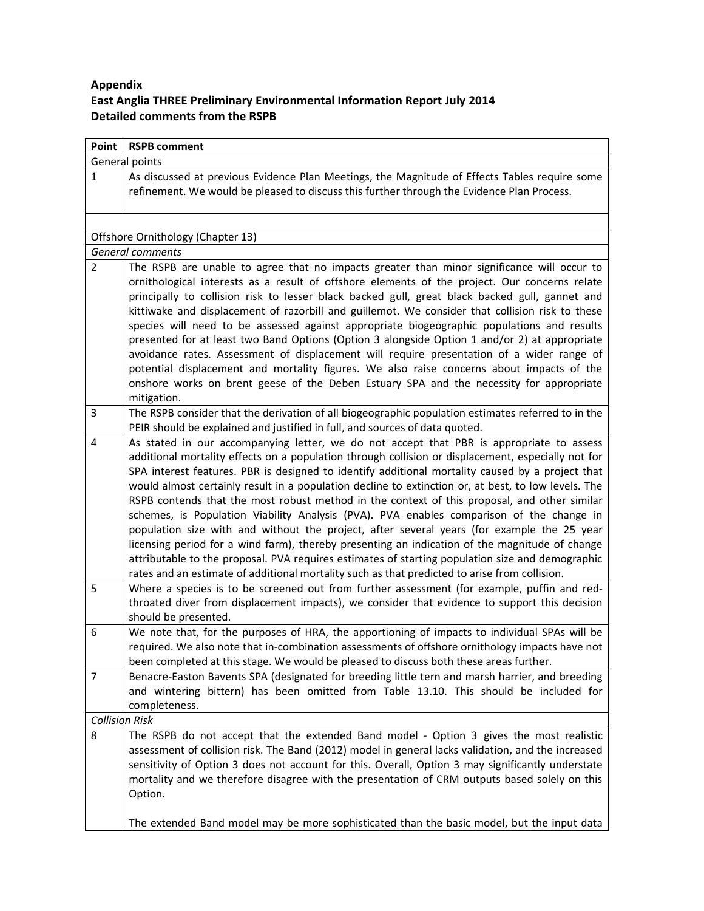**Appendix**
**East Anglia THREE Preliminary Environmental Information Report July 2014**
**Detailed comments from the RSPB**

| Point | RSPB comment |
|---|---|
| General points | |
| 1 | As discussed at previous Evidence Plan Meetings, the Magnitude of Effects Tables require some refinement. We would be pleased to discuss this further through the Evidence Plan Process. |
| | |
| Offshore Ornithology (Chapter 13) | |
| *General comments* | |
| 2 | The RSPB are unable to agree that no impacts greater than minor significance will occur to ornithological interests as a result of offshore elements of the project. Our concerns relate principally to collision risk to lesser black backed gull, great black backed gull, gannet and kittiwake and displacement of razorbill and guillemot. We consider that collision risk to these species will need to be assessed against appropriate biogeographic populations and results presented for at least two Band Options (Option 3 alongside Option 1 and/or 2) at appropriate avoidance rates. Assessment of displacement will require presentation of a wider range of potential displacement and mortality figures. We also raise concerns about impacts of the onshore works on brent geese of the Deben Estuary SPA and the necessity for appropriate mitigation. |
| 3 | The RSPB consider that the derivation of all biogeographic population estimates referred to in the PEIR should be explained and justified in full, and sources of data quoted. |
| 4 | As stated in our accompanying letter, we do not accept that PBR is appropriate to assess additional mortality effects on a population through collision or displacement, especially not for SPA interest features. PBR is designed to identify additional mortality caused by a project that would almost certainly result in a population decline to extinction or, at best, to low levels. The RSPB contends that the most robust method in the context of this proposal, and other similar schemes, is Population Viability Analysis (PVA). PVA enables comparison of the change in population size with and without the project, after several years (for example the 25 year licensing period for a wind farm), thereby presenting an indication of the magnitude of change attributable to the proposal. PVA requires estimates of starting population size and demographic rates and an estimate of additional mortality such as that predicted to arise from collision. |
| 5 | Where a species is to be screened out from further assessment (for example, puffin and red-throated diver from displacement impacts), we consider that evidence to support this decision should be presented. |
| 6 | We note that, for the purposes of HRA, the apportioning of impacts to individual SPAs will be required. We also note that in-combination assessments of offshore ornithology impacts have not been completed at this stage. We would be pleased to discuss both these areas further. |
| 7 | Benacre-Easton Bavents SPA (designated for breeding little tern and marsh harrier, and breeding and wintering bittern) has been omitted from Table 13.10. This should be included for completeness. |
| *Collision Risk* | |
| 8 | The RSPB do not accept that the extended Band model - Option 3 gives the most realistic assessment of collision risk. The Band (2012) model in general lacks validation, and the increased sensitivity of Option 3 does not account for this. Overall, Option 3 may significantly understate mortality and we therefore disagree with the presentation of CRM outputs based solely on this Option.<br><br>The extended Band model may be more sophisticated than the basic model, but the input data |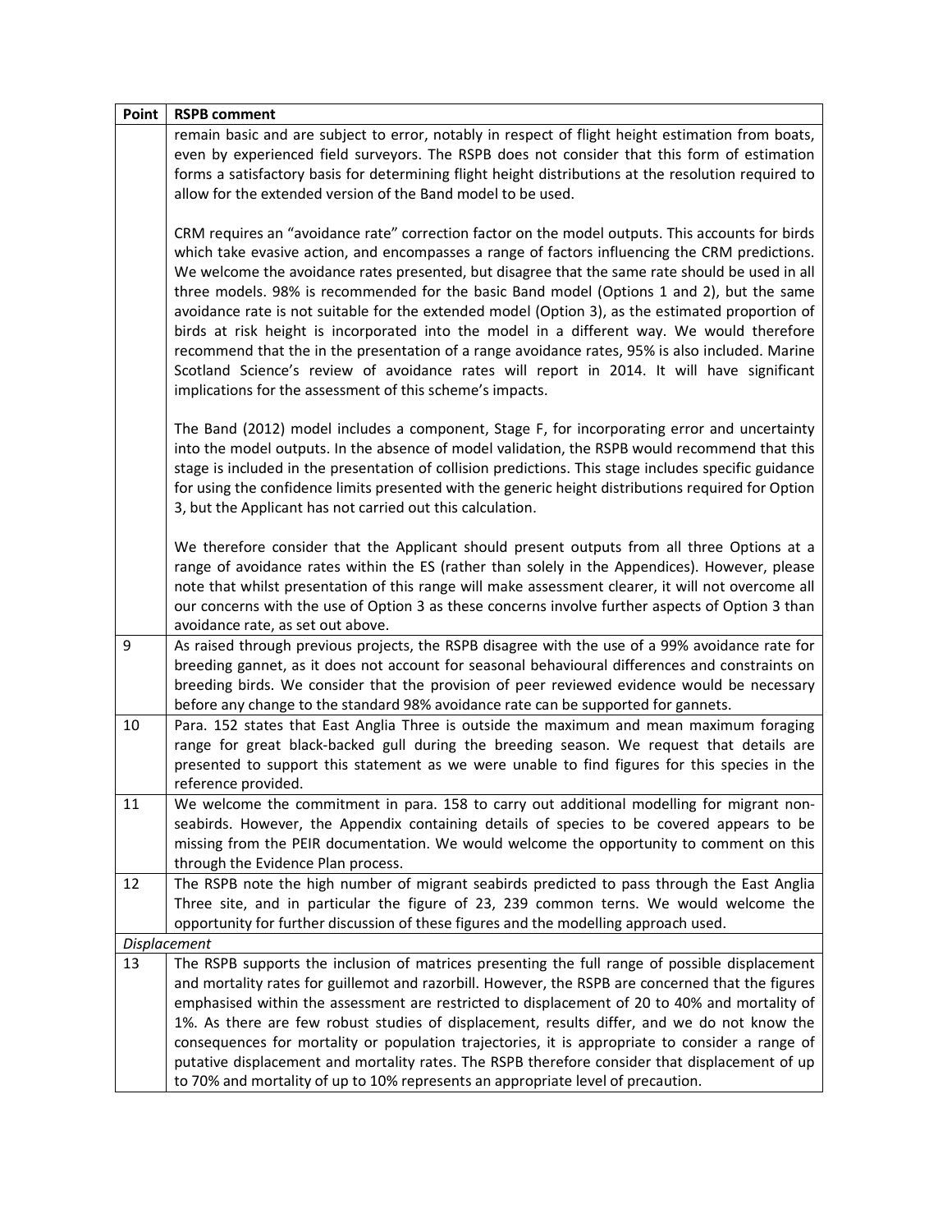| Point | RSPB comment |
|---|---|
| | remain basic and are subject to error, notably in respect of flight height estimation from boats, even by experienced field surveyors. The RSPB does not consider that this form of estimation forms a satisfactory basis for determining flight height distributions at the resolution required to allow for the extended version of the Band model to be used.<br><br>CRM requires an "avoidance rate" correction factor on the model outputs. This accounts for birds which take evasive action, and encompasses a range of factors influencing the CRM predictions. We welcome the avoidance rates presented, but disagree that the same rate should be used in all three models. 98% is recommended for the basic Band model (Options 1 and 2), but the same avoidance rate is not suitable for the extended model (Option 3), as the estimated proportion of birds at risk height is incorporated into the model in a different way. We would therefore recommend that the in the presentation of a range avoidance rates, 95% is also included. Marine Scotland Science's review of avoidance rates will report in 2014. It will have significant implications for the assessment of this scheme's impacts.<br><br>The Band (2012) model includes a component, Stage F, for incorporating error and uncertainty into the model outputs. In the absence of model validation, the RSPB would recommend that this stage is included in the presentation of collision predictions. This stage includes specific guidance for using the confidence limits presented with the generic height distributions required for Option 3, but the Applicant has not carried out this calculation.<br><br>We therefore consider that the Applicant should present outputs from all three Options at a range of avoidance rates within the ES (rather than solely in the Appendices). However, please note that whilst presentation of this range will make assessment clearer, it will not overcome all our concerns with the use of Option 3 as these concerns involve further aspects of Option 3 than avoidance rate, as set out above. |
| 9 | As raised through previous projects, the RSPB disagree with the use of a 99% avoidance rate for breeding gannet, as it does not account for seasonal behavioural differences and constraints on breeding birds. We consider that the provision of peer reviewed evidence would be necessary before any change to the standard 98% avoidance rate can be supported for gannets. |
| 10 | Para. 152 states that East Anglia Three is outside the maximum and mean maximum foraging range for great black-backed gull during the breeding season. We request that details are presented to support this statement as we were unable to find figures for this species in the reference provided. |
| 11 | We welcome the commitment in para. 158 to carry out additional modelling for migrant non-seabirds. However, the Appendix containing details of species to be covered appears to be missing from the PEIR documentation. We would welcome the opportunity to comment on this through the Evidence Plan process. |
| 12 | The RSPB note the high number of migrant seabirds predicted to pass through the East Anglia Three site, and in particular the figure of 23, 239 common terns. We would welcome the opportunity for further discussion of these figures and the modelling approach used. |
| *Displacement* | |
| 13 | The RSPB supports the inclusion of matrices presenting the full range of possible displacement and mortality rates for guillemot and razorbill. However, the RSPB are concerned that the figures emphasised within the assessment are restricted to displacement of 20 to 40% and mortality of 1%. As there are few robust studies of displacement, results differ, and we do not know the consequences for mortality or population trajectories, it is appropriate to consider a range of putative displacement and mortality rates. The RSPB therefore consider that displacement of up to 70% and mortality of up to 10% represents an appropriate level of precaution. |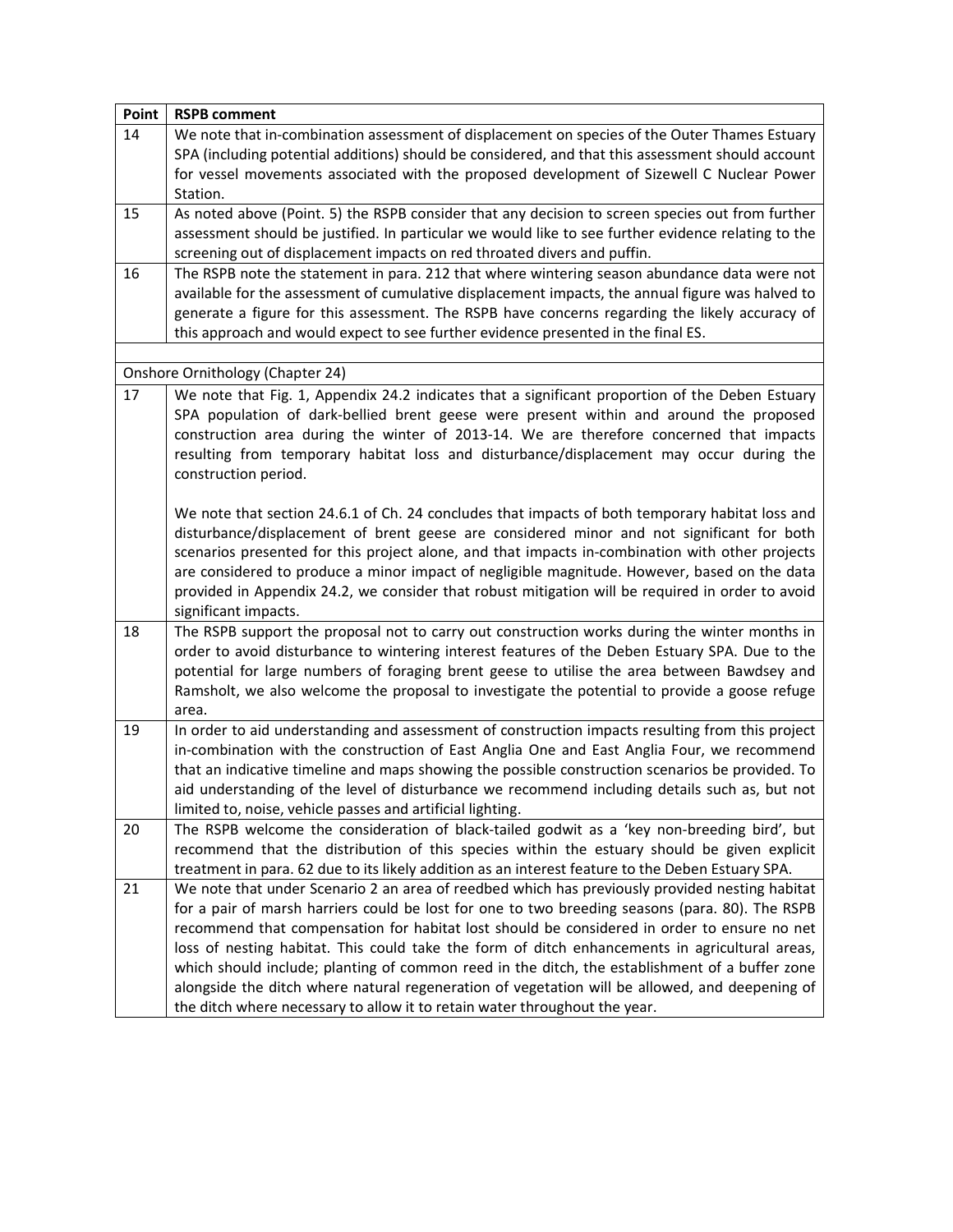| Point | RSPB comment |
|---|---|
| 14 | We note that in-combination assessment of displacement on species of the Outer Thames Estuary SPA (including potential additions) should be considered, and that this assessment should account for vessel movements associated with the proposed development of Sizewell C Nuclear Power Station. |
| 15 | As noted above (Point. 5) the RSPB consider that any decision to screen species out from further assessment should be justified. In particular we would like to see further evidence relating to the screening out of displacement impacts on red throated divers and puffin. |
| 16 | The RSPB note the statement in para. 212 that where wintering season abundance data were not available for the assessment of cumulative displacement impacts, the annual figure was halved to generate a figure for this assessment. The RSPB have concerns regarding the likely accuracy of this approach and would expect to see further evidence presented in the final ES. |
| | |
| Onshore Ornithology (Chapter 24) | |
| 17 | We note that Fig. 1, Appendix 24.2 indicates that a significant proportion of the Deben Estuary SPA population of dark-bellied brent geese were present within and around the proposed construction area during the winter of 2013-14. We are therefore concerned that impacts resulting from temporary habitat loss and disturbance/displacement may occur during the construction period.<br><br>We note that section 24.6.1 of Ch. 24 concludes that impacts of both temporary habitat loss and disturbance/displacement of brent geese are considered minor and not significant for both scenarios presented for this project alone, and that impacts in-combination with other projects are considered to produce a minor impact of negligible magnitude. However, based on the data provided in Appendix 24.2, we consider that robust mitigation will be required in order to avoid significant impacts. |
| 18 | The RSPB support the proposal not to carry out construction works during the winter months in order to avoid disturbance to wintering interest features of the Deben Estuary SPA. Due to the potential for large numbers of foraging brent geese to utilise the area between Bawdsey and Ramsholt, we also welcome the proposal to investigate the potential to provide a goose refuge area. |
| 19 | In order to aid understanding and assessment of construction impacts resulting from this project in-combination with the construction of East Anglia One and East Anglia Four, we recommend that an indicative timeline and maps showing the possible construction scenarios be provided. To aid understanding of the level of disturbance we recommend including details such as, but not limited to, noise, vehicle passes and artificial lighting. |
| 20 | The RSPB welcome the consideration of black-tailed godwit as a 'key non-breeding bird', but recommend that the distribution of this species within the estuary should be given explicit treatment in para. 62 due to its likely addition as an interest feature to the Deben Estuary SPA. |
| 21 | We note that under Scenario 2 an area of reedbed which has previously provided nesting habitat for a pair of marsh harriers could be lost for one to two breeding seasons (para. 80). The RSPB recommend that compensation for habitat lost should be considered in order to ensure no net loss of nesting habitat. This could take the form of ditch enhancements in agricultural areas, which should include; planting of common reed in the ditch, the establishment of a buffer zone alongside the ditch where natural regeneration of vegetation will be allowed, and deepening of the ditch where necessary to allow it to retain water throughout the year. |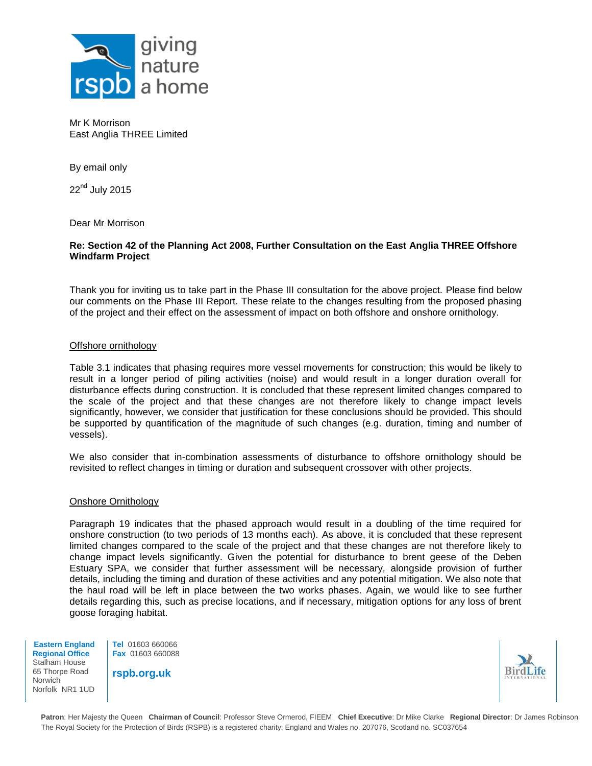Mr K Morrison
East Anglia THREE Limited

By email only

22nd July 2015

Dear Mr Morrison

**Re: Section 42 of the Planning Act 2008, Further Consultation on the East Anglia THREE Offshore Windfarm Project**

Thank you for inviting us to take part in the Phase III consultation for the above project. Please find below our comments on the Phase III Report. These relate to the changes resulting from the proposed phasing of the project and their effect on the assessment of impact on both offshore and onshore ornithology.

Offshore ornithology

Table 3.1 indicates that phasing requires more vessel movements for construction; this would be likely to result in a longer period of piling activities (noise) and would result in a longer duration overall for disturbance effects during construction. It is concluded that these represent limited changes compared to the scale of the project and that these changes are not therefore likely to change impact levels significantly, however, we consider that justification for these conclusions should be provided. This should be supported by quantification of the magnitude of such changes (e.g. duration, timing and number of vessels).

We also consider that in-combination assessments of disturbance to offshore ornithology should be revisited to reflect changes in timing or duration and subsequent crossover with other projects.

Onshore Ornithology

Paragraph 19 indicates that the phased approach would result in a doubling of the time required for onshore construction (to two periods of 13 months each). As above, it is concluded that these represent limited changes compared to the scale of the project and that these changes are not therefore likely to change impact levels significantly. Given the potential for disturbance to brent geese of the Deben Estuary SPA, we consider that further assessment will be necessary, alongside provision of further details, including the timing and duration of these activities and any potential mitigation. We also note that the haul road will be left in place between the two works phases. Again, we would like to see further details regarding this, such as precise locations, and if necessary, mitigation options for any loss of brent goose foraging habitat.

**Eastern England Regional Office**
Stalham House
65 Thorpe Road
Norwich
Norfolk NR1 1UD

**Tel** 01603 660066
**Fax** 01603 660088

**rspb.org.uk**

**Patron**: Her Majesty the Queen **Chairman of Council**: Professor Steve Ormerod, FIEEM **Chief Executive**: Dr Mike Clarke **Regional Director**: Dr James Robinson
The Royal Society for the Protection of Birds (RSPB) is a registered charity: England and Wales no. 207076, Scotland no. SC037654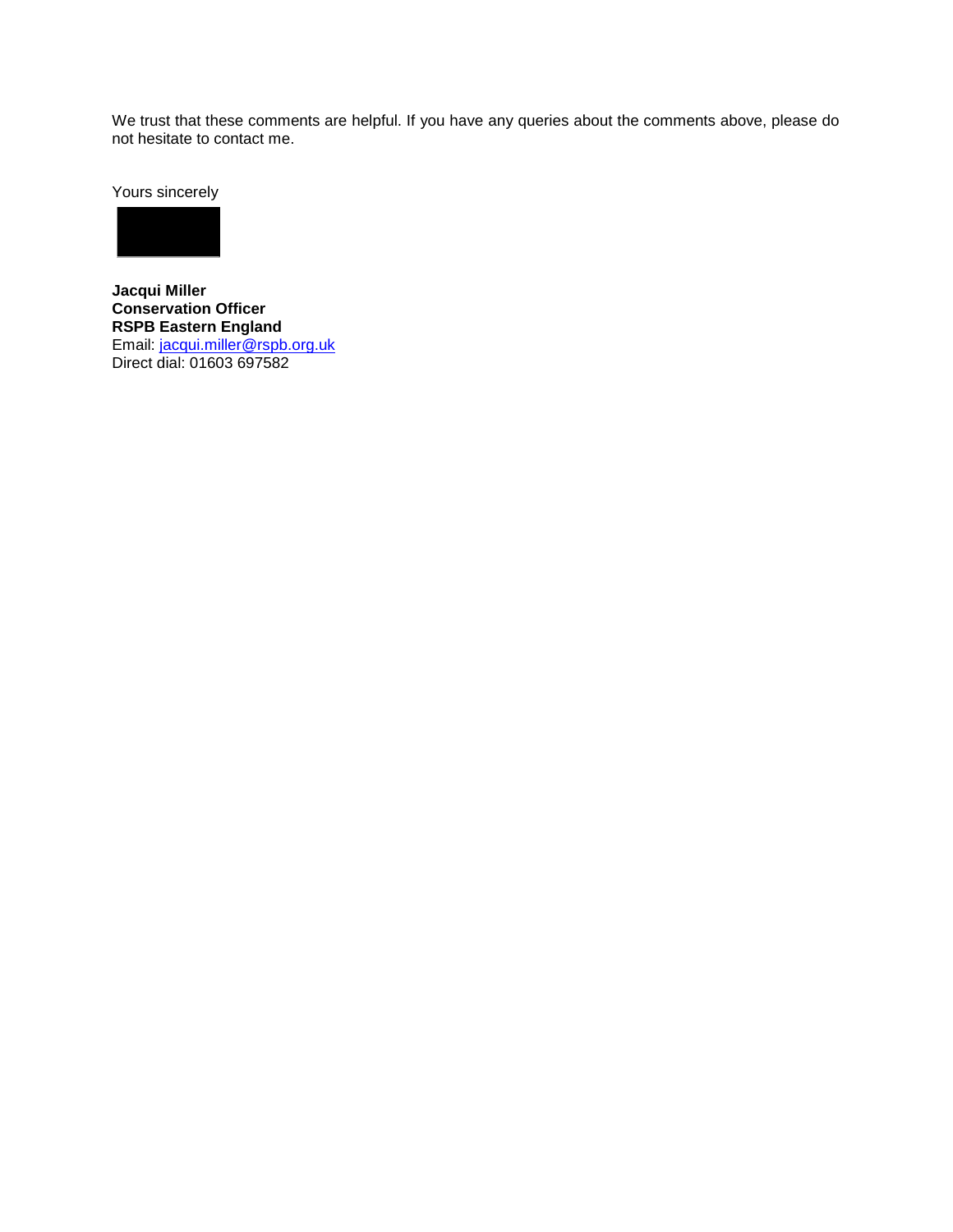We trust that these comments are helpful. If you have any queries about the comments above, please do not hesitate to contact me.

Yours sincerely

**Jacqui Miller**
**Conservation Officer**
**RSPB Eastern England**
Email: jacqui.miller@rspb.org.uk
Direct dial: 01603 697582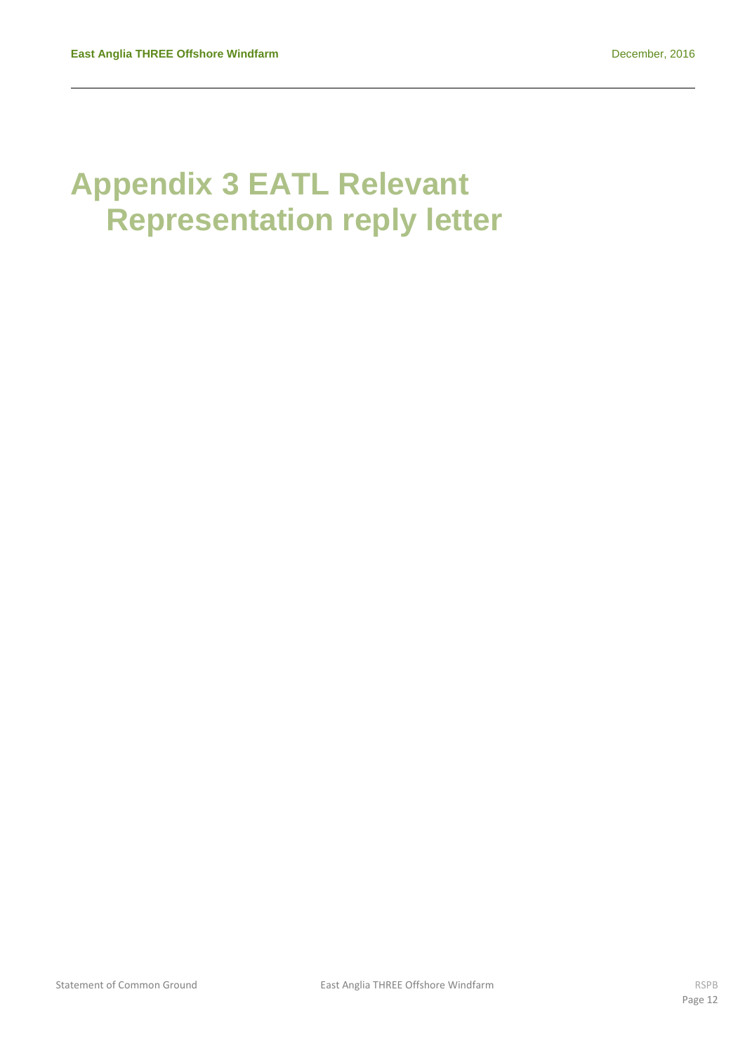# Appendix 3 EATL Relevant Representation reply letter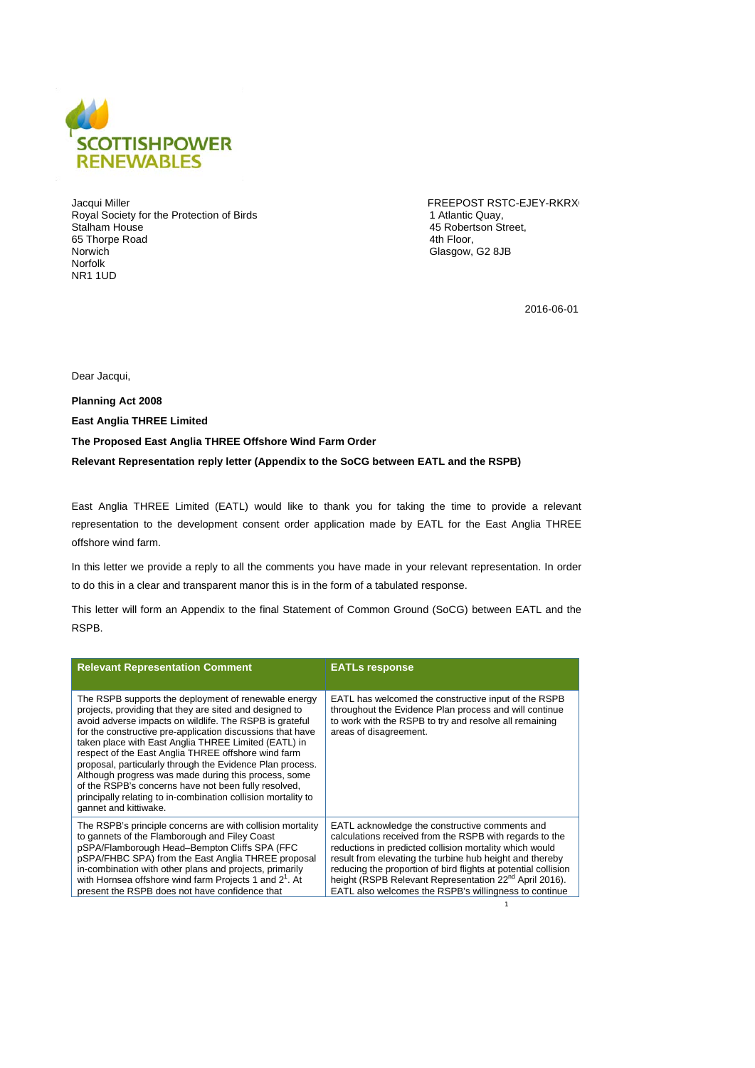Jacqui Miller
Royal Society for the Protection of Birds
Stalham House
65 Thorpe Road
Norwich
Norfolk
NR1 1UD

FREEPOST RSTC-EJEY-RKRX
1 Atlantic Quay,
45 Robertson Street,
4th Floor,
Glasgow, G2 8JB

2016-06-01

Dear Jacqui,

**Planning Act 2008**

**East Anglia THREE Limited**

**The Proposed East Anglia THREE Offshore Wind Farm Order**

**Relevant Representation reply letter (Appendix to the SoCG between EATL and the RSPB)**

East Anglia THREE Limited (EATL) would like to thank you for taking the time to provide a relevant representation to the development consent order application made by EATL for the East Anglia THREE offshore wind farm.

In this letter we provide a reply to all the comments you have made in your relevant representation. In order to do this in a clear and transparent manor this is in the form of a tabulated response.

This letter will form an Appendix to the final Statement of Common Ground (SoCG) between EATL and the RSPB.

| Relevant Representation Comment | EATLs response |
|---|---|
| The RSPB supports the deployment of renewable energy projects, providing that they are sited and designed to avoid adverse impacts on wildlife. The RSPB is grateful for the constructive pre-application discussions that have taken place with East Anglia THREE Limited (EATL) in respect of the East Anglia THREE offshore wind farm proposal, particularly through the Evidence Plan process. Although progress was made during this process, some of the RSPB's concerns have not been fully resolved, principally relating to in-combination collision mortality to gannet and kittiwake. | EATL has welcomed the constructive input of the RSPB throughout the Evidence Plan process and will continue to work with the RSPB to try and resolve all remaining areas of disagreement. |
| The RSPB's principle concerns are with collision mortality to gannets of the Flamborough and Filey Coast pSPA/Flamborough Head–Bempton Cliffs SPA (FFC pSPA/FHBC SPA) from the East Anglia THREE proposal in-combination with other plans and projects, primarily with Hornsea offshore wind farm Projects 1 and 2[1]. At present the RSPB does not have confidence that | EATL acknowledge the constructive comments and calculations received from the RSPB with regards to the reductions in predicted collision mortality which would result from elevating the turbine hub height and thereby reducing the proportion of bird flights at potential collision height (RSPB Relevant Representation 22nd April 2016). EATL also welcomes the RSPB's willingness to continue |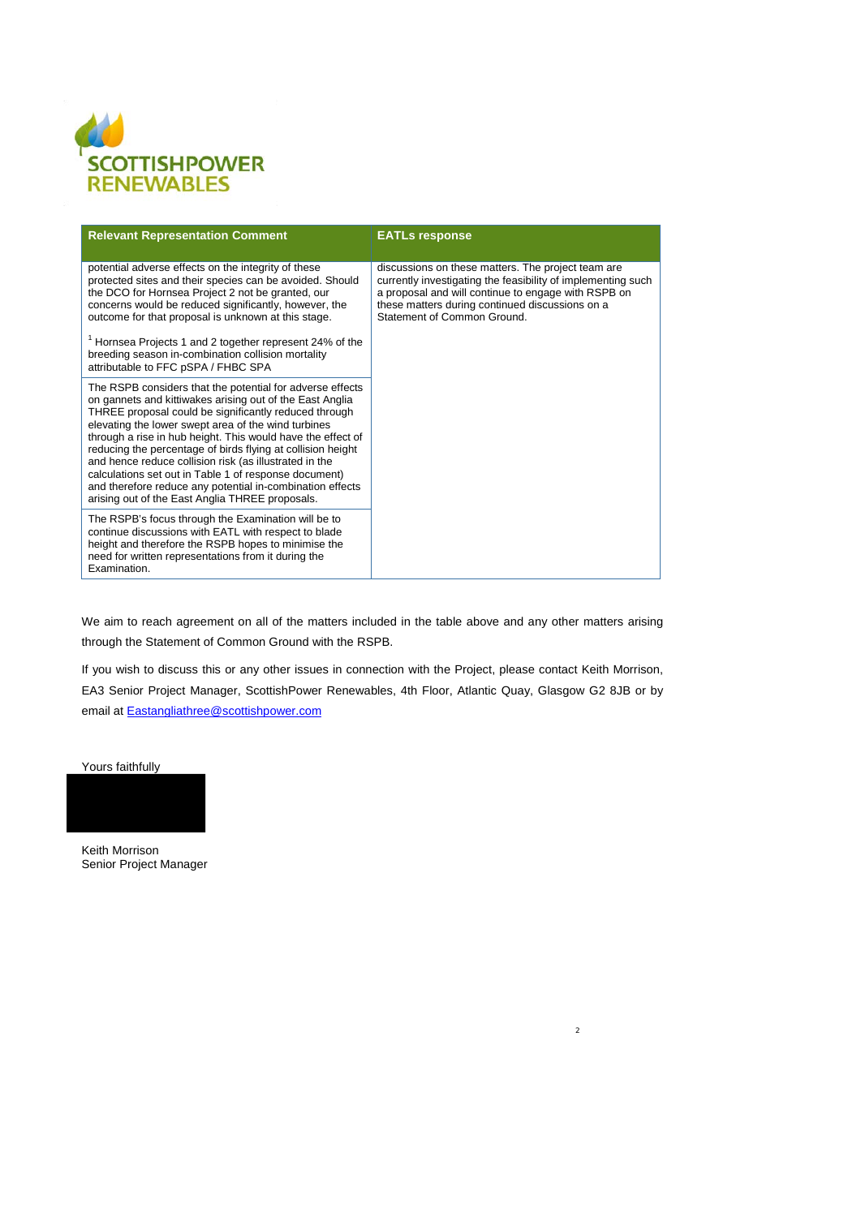| Relevant Representation Comment | EATLs response |
| --- | --- |
| potential adverse effects on the integrity of these protected sites and their species can be avoided. Should the DCO for Hornsea Project 2 not be granted, our concerns would be reduced significantly, however, the outcome for that proposal is unknown at this stage.<br><br>[1] Hornsea Projects 1 and 2 together represent 24% of the breeding season in-combination collision mortality attributable to FFC pSPA / FHBC SPA | discussions on these matters. The project team are currently investigating the feasibility of implementing such a proposal and will continue to engage with RSPB on these matters during continued discussions on a Statement of Common Ground. |
| The RSPB considers that the potential for adverse effects on gannets and kittiwakes arising out of the East Anglia THREE proposal could be significantly reduced through elevating the lower swept area of the wind turbines through a rise in hub height. This would have the effect of reducing the percentage of birds flying at collision height and hence reduce collision risk (as illustrated in the calculations set out in Table 1 of response document) and therefore reduce any potential in-combination effects arising out of the East Anglia THREE proposals. | |
| The RSPB's focus through the Examination will be to continue discussions with EATL with respect to blade height and therefore the RSPB hopes to minimise the need for written representations from it during the Examination. | |

We aim to reach agreement on all of the matters included in the table above and any other matters arising through the Statement of Common Ground with the RSPB.

If you wish to discuss this or any other issues in connection with the Project, please contact Keith Morrison, EA3 Senior Project Manager, ScottishPower Renewables, 4th Floor, Atlantic Quay, Glasgow G2 8JB or by email at Eastangliathree@scottishpower.com

Yours faithfully

Keith Morrison
Senior Project Manager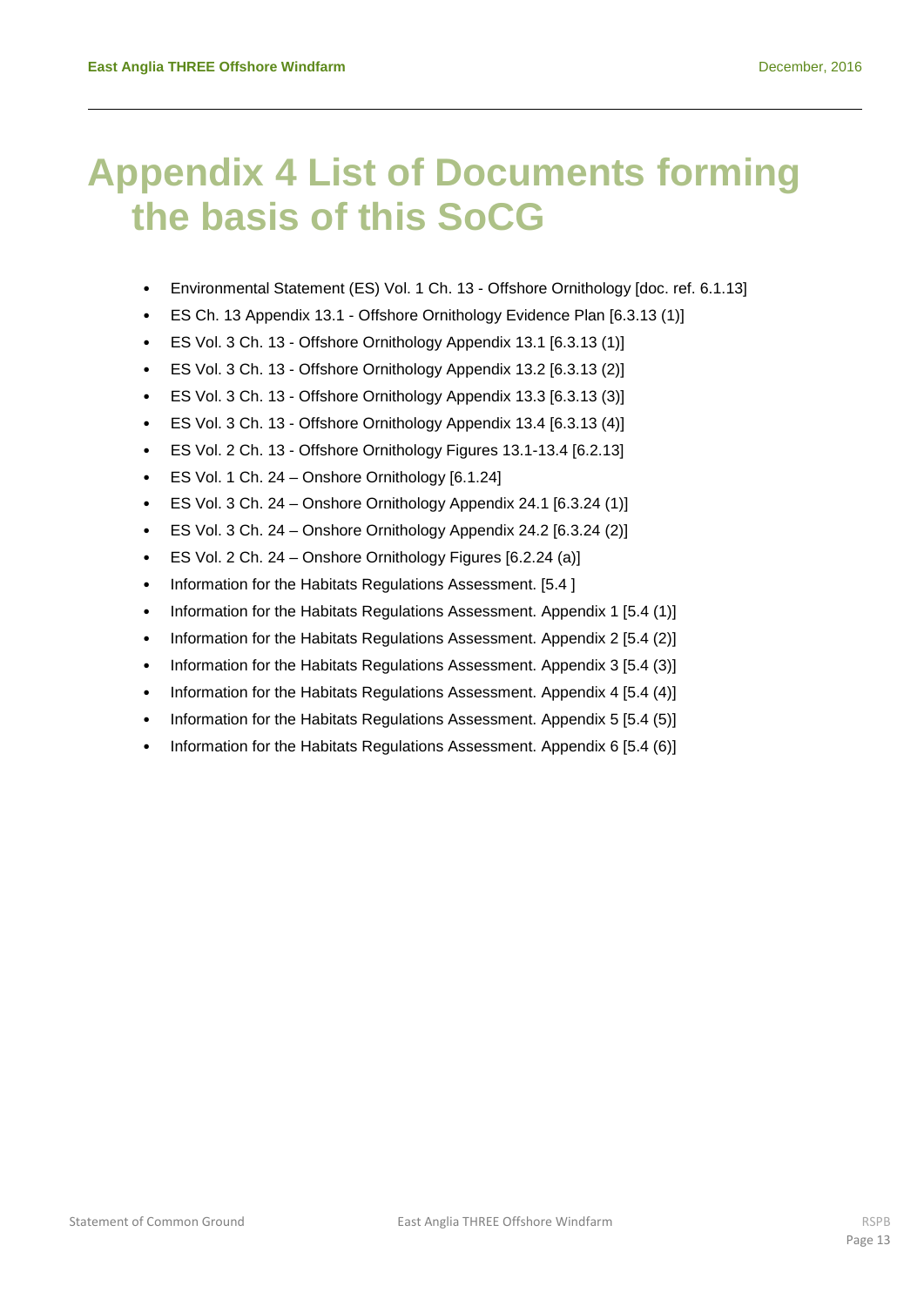# Appendix 4 List of Documents forming the basis of this SoCG

- Environmental Statement (ES) Vol. 1 Ch. 13 - Offshore Ornithology [doc. ref. 6.1.13]
- ES Ch. 13 Appendix 13.1 - Offshore Ornithology Evidence Plan [6.3.13 (1)]
- ES Vol. 3 Ch. 13 - Offshore Ornithology Appendix 13.1 [6.3.13 (1)]
- ES Vol. 3 Ch. 13 - Offshore Ornithology Appendix 13.2 [6.3.13 (2)]
- ES Vol. 3 Ch. 13 - Offshore Ornithology Appendix 13.3 [6.3.13 (3)]
- ES Vol. 3 Ch. 13 - Offshore Ornithology Appendix 13.4 [6.3.13 (4)]
- ES Vol. 2 Ch. 13 - Offshore Ornithology Figures 13.1-13.4 [6.2.13]
- ES Vol. 1 Ch. 24 – Onshore Ornithology [6.1.24]
- ES Vol. 3 Ch. 24 – Onshore Ornithology Appendix 24.1 [6.3.24 (1)]
- ES Vol. 3 Ch. 24 – Onshore Ornithology Appendix 24.2 [6.3.24 (2)]
- ES Vol. 2 Ch. 24 – Onshore Ornithology Figures [6.2.24 (a)]
- Information for the Habitats Regulations Assessment. [5.4 ]
- Information for the Habitats Regulations Assessment. Appendix 1 [5.4 (1)]
- Information for the Habitats Regulations Assessment. Appendix 2 [5.4 (2)]
- Information for the Habitats Regulations Assessment. Appendix 3 [5.4 (3)]
- Information for the Habitats Regulations Assessment. Appendix 4 [5.4 (4)]
- Information for the Habitats Regulations Assessment. Appendix 5 [5.4 (5)]
- Information for the Habitats Regulations Assessment. Appendix 6 [5.4 (6)]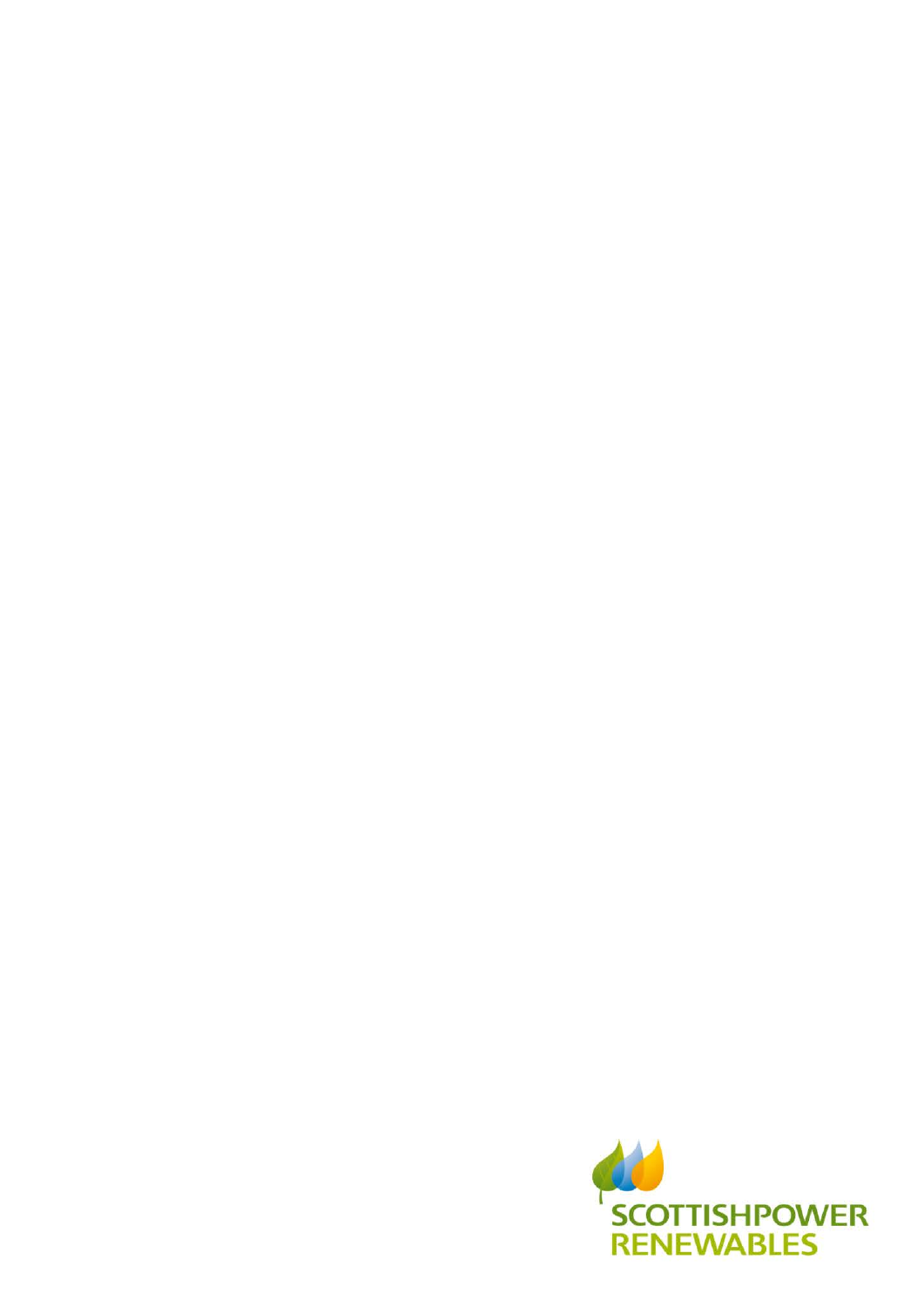SCOTTISHPOWER
RENEWABLES